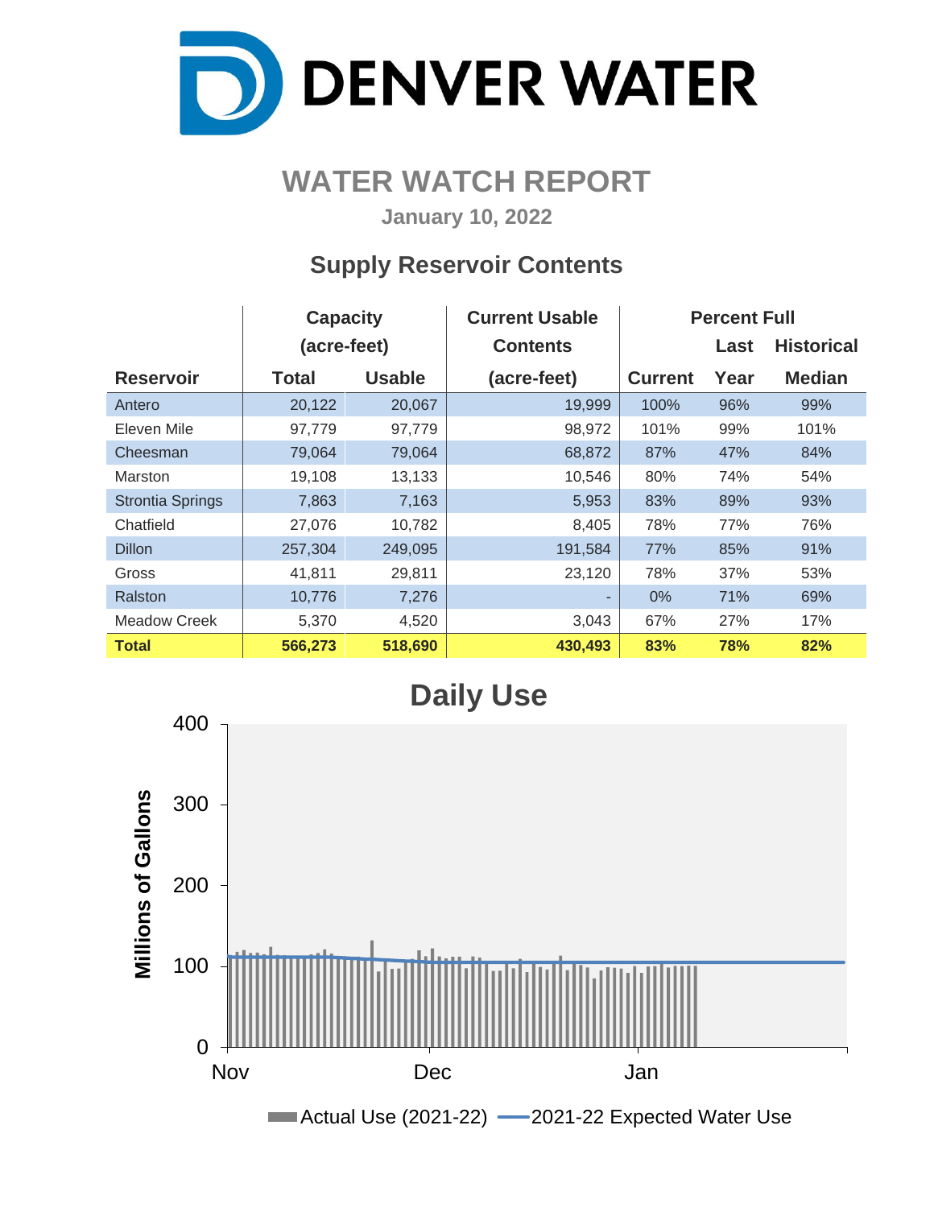# DENVER WATER

## WATER WATCH REPORT

January 10, 2022

### Supply Reservoir Contents

| Reservoir | Capacity (acre-feet) Total | Capacity (acre-feet) Usable | Current Usable Contents (acre-feet) | Percent Full Current | Percent Full Last Year | Percent Full Historical Median |
|---|---|---|---|---|---|---|
| Antero | 20,122 | 20,067 | 19,999 | 100% | 96% | 99% |
| Eleven Mile | 97,779 | 97,779 | 98,972 | 101% | 99% | 101% |
| Cheesman | 79,064 | 79,064 | 68,872 | 87% | 47% | 84% |
| Marston | 19,108 | 13,133 | 10,546 | 80% | 74% | 54% |
| Strontia Springs | 7,863 | 7,163 | 5,953 | 83% | 89% | 93% |
| Chatfield | 27,076 | 10,782 | 8,405 | 78% | 77% | 76% |
| Dillon | 257,304 | 249,095 | 191,584 | 77% | 85% | 91% |
| Gross | 41,811 | 29,811 | 23,120 | 78% | 37% | 53% |
| Ralston | 10,776 | 7,276 | - | 0% | 71% | 69% |
| Meadow Creek | 5,370 | 4,520 | 3,043 | 67% | 27% | 17% |
| **Total** | **566,273** | **518,690** | **430,493** | **83%** | **78%** | **82%** |

### Daily Use

Millions of Gallons (y-axis: 0, 100, 200, 300, 400); x-axis: Nov, Dec, Jan

Actual Use (2021-22) — 2021-22 Expected Water Use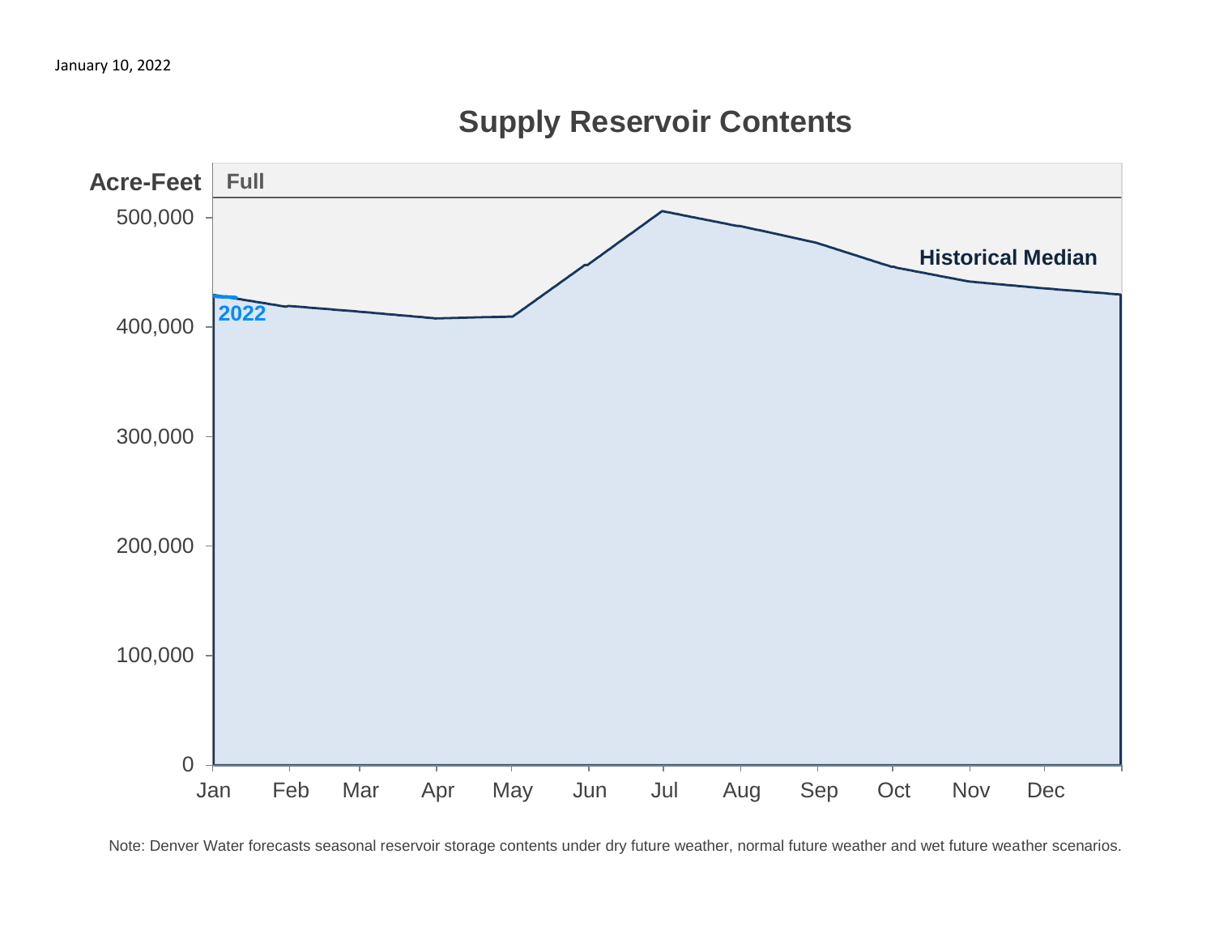January 10, 2022

## Supply Reservoir Contents

Acre-Feet | Full

Historical Median

2022

Note: Denver Water forecasts seasonal reservoir storage contents under dry future weather, normal future weather and wet future weather scenarios.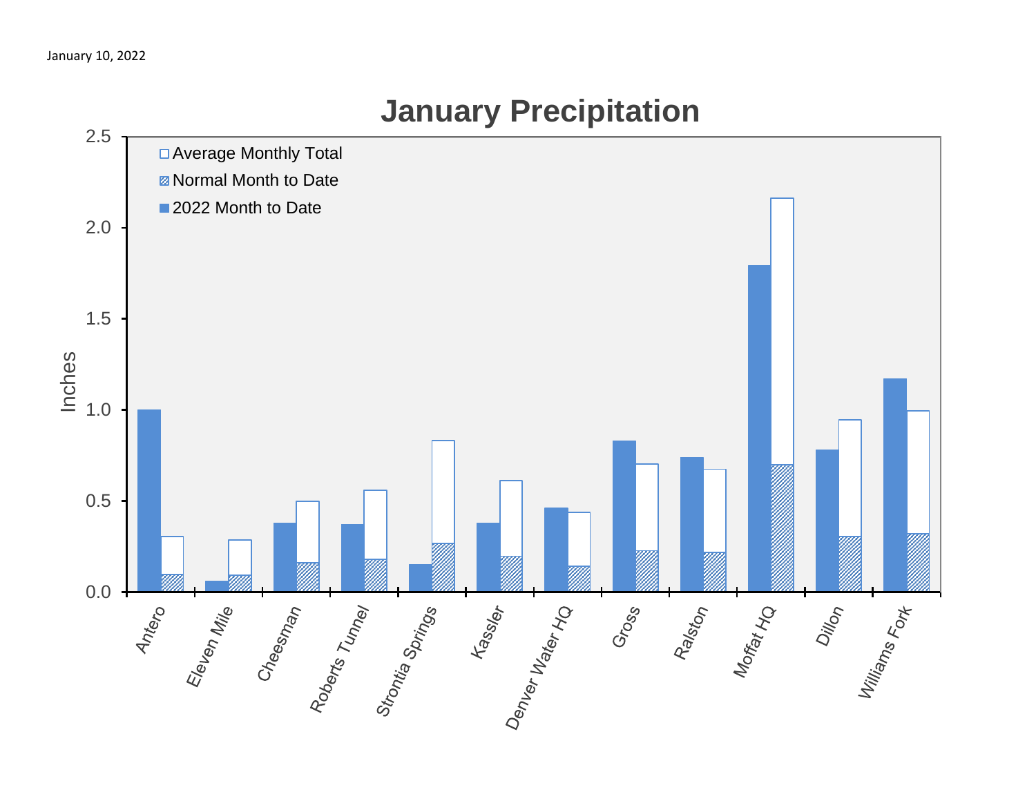January 10, 2022

# January Precipitation

| Station | 2022 Month to Date | Normal Month to Date | Average Monthly Total |
|---|---|---|---|
| Antero | 1.00 | 0.10 | 0.31 |
| Eleven Mile | 0.06 | 0.09 | 0.29 |
| Cheesman | 0.38 | 0.16 | 0.50 |
| Roberts Tunnel | 0.37 | 0.18 | 0.56 |
| Strontia Springs | 0.15 | 0.27 | 0.83 |
| Kassler | 0.38 | 0.20 | 0.61 |
| Denver Water HQ | 0.46 | 0.14 | 0.44 |
| Gross | 0.83 | 0.23 | 0.70 |
| Ralston | 0.74 | 0.22 | 0.67 |
| Moffat HQ | 1.79 | 0.70 | 2.16 |
| Dillon | 0.78 | 0.31 | 0.94 |
| Williams Fork | 1.17 | 0.32 | 0.99 |

Inches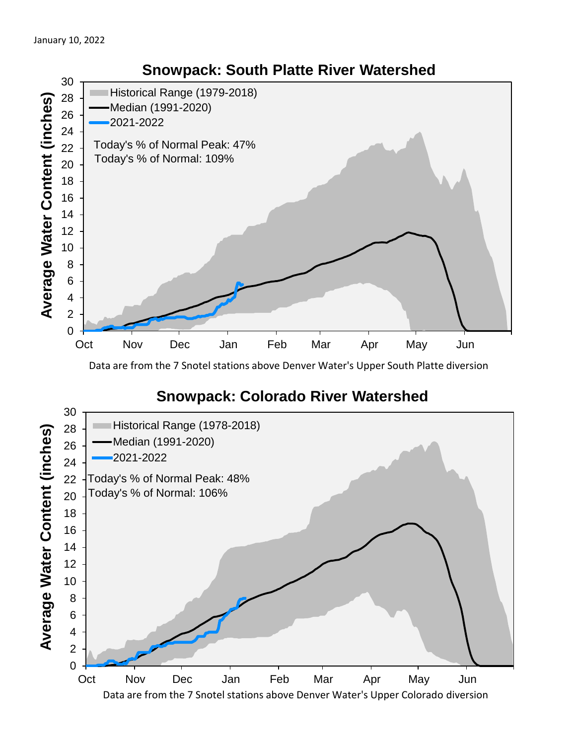January 10, 2022

## Snowpack: South Platte River Watershed

Historical Range (1979-2018)
Median (1991-2020)
2021-2022

Today's % of Normal Peak: 47%
Today's % of Normal: 109%

Average Water Content (inches)

Oct Nov Dec Jan Feb Mar Apr May Jun

Data are from the 7 Snotel stations above Denver Water's Upper South Platte diversion

## Snowpack: Colorado River Watershed

Historical Range (1978-2018)
Median (1991-2020)
2021-2022

Today's % of Normal Peak: 48%
Today's % of Normal: 106%

Average Water Content (inches)

Oct Nov Dec Jan Feb Mar Apr May Jun

Data are from the 7 Snotel stations above Denver Water's Upper Colorado diversion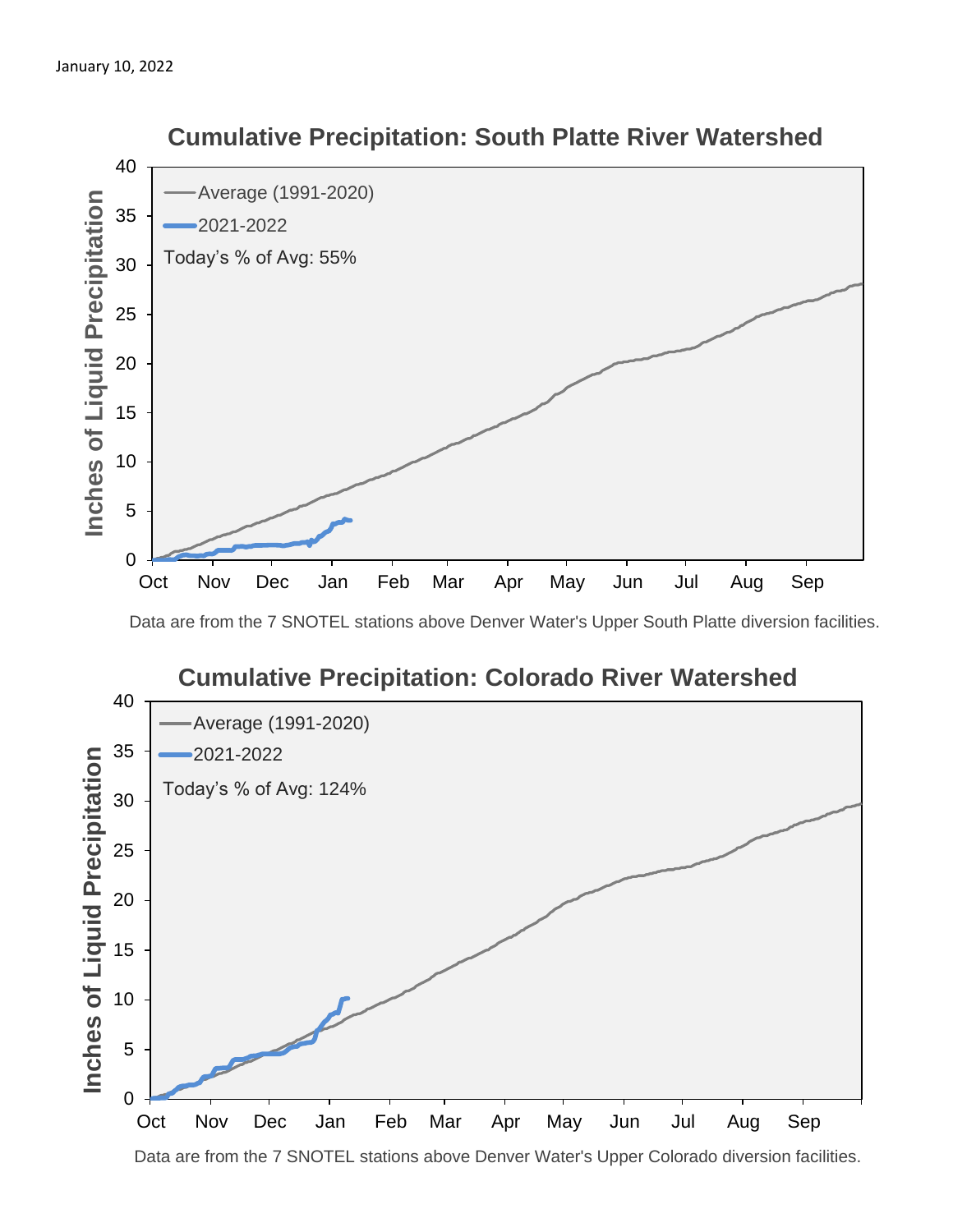January 10, 2022

## Cumulative Precipitation: South Platte River Watershed

Average (1991-2020)
2021-2022
Today's % of Avg: 55%

Inches of Liquid Precipitation: 0, 5, 10, 15, 20, 25, 30, 35, 40

Oct Nov Dec Jan Feb Mar Apr May Jun Jul Aug Sep

Data are from the 7 SNOTEL stations above Denver Water's Upper South Platte diversion facilities.

## Cumulative Precipitation: Colorado River Watershed

Average (1991-2020)
2021-2022
Today's % of Avg: 124%

Inches of Liquid Precipitation: 0, 5, 10, 15, 20, 25, 30, 35, 40

Oct Nov Dec Jan Feb Mar Apr May Jun Jul Aug Sep

Data are from the 7 SNOTEL stations above Denver Water's Upper Colorado diversion facilities.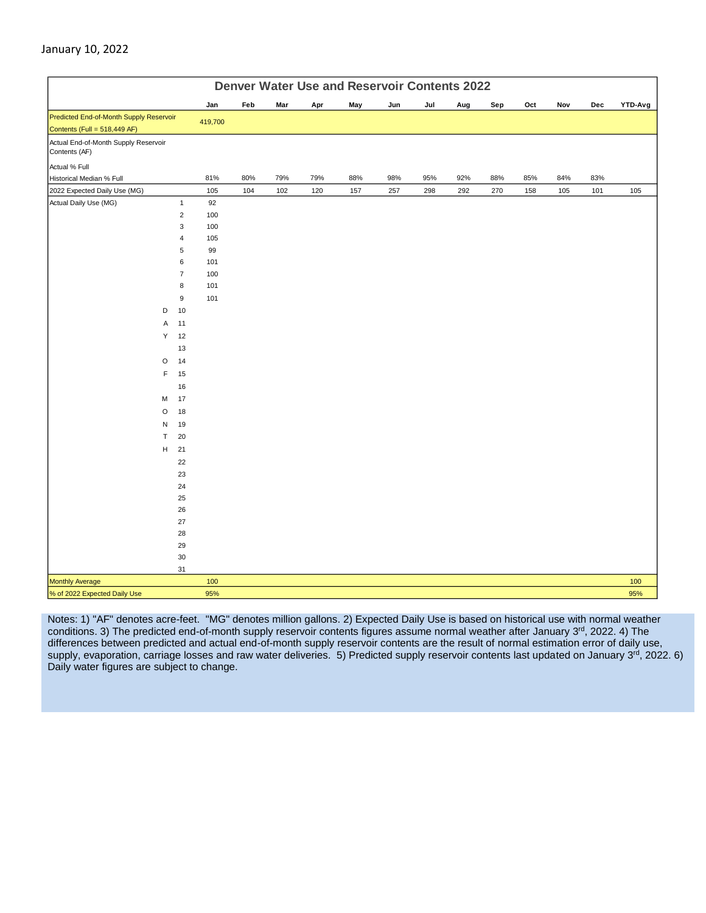January 10, 2022

| Denver Water Use and Reservoir Contents 2022 | | | | | | | | | | | | | | |
|---|---|---|---|---|---|---|---|---|---|---|---|---|---|---|
| | | Jan | Feb | Mar | Apr | May | Jun | Jul | Aug | Sep | Oct | Nov | Dec | YTD-Avg |
| Predicted End-of-Month Supply Reservoir Contents (Full = 518,449 AF) | | 419,700 | | | | | | | | | | | | |
| Actual End-of-Month Supply Reservoir Contents (AF) | | | | | | | | | | | | | | |
| Actual % Full | | | | | | | | | | | | | | |
| Historical Median % Full | | 81% | 80% | 79% | 79% | 88% | 98% | 95% | 92% | 88% | 85% | 84% | 83% | |
| 2022 Expected Daily Use (MG) | | 105 | 104 | 102 | 120 | 157 | 257 | 298 | 292 | 270 | 158 | 105 | 101 | 105 |
| Actual Daily Use (MG) | 1 | 92 | | | | | | | | | | | | |
| | 2 | 100 | | | | | | | | | | | | |
| | 3 | 100 | | | | | | | | | | | | |
| | 4 | 105 | | | | | | | | | | | | |
| | 5 | 99 | | | | | | | | | | | | |
| | 6 | 101 | | | | | | | | | | | | |
| | 7 | 100 | | | | | | | | | | | | |
| | 8 | 101 | | | | | | | | | | | | |
| | 9 | 101 | | | | | | | | | | | | |
| D | 10 | | | | | | | | | | | | | |
| A | 11 | | | | | | | | | | | | | |
| Y | 12 | | | | | | | | | | | | | |
| | 13 | | | | | | | | | | | | | |
| O | 14 | | | | | | | | | | | | | |
| F | 15 | | | | | | | | | | | | | |
| | 16 | | | | | | | | | | | | | |
| M | 17 | | | | | | | | | | | | | |
| O | 18 | | | | | | | | | | | | | |
| N | 19 | | | | | | | | | | | | | |
| T | 20 | | | | | | | | | | | | | |
| H | 21 | | | | | | | | | | | | | |
| | 22 | | | | | | | | | | | | | |
| | 23 | | | | | | | | | | | | | |
| | 24 | | | | | | | | | | | | | |
| | 25 | | | | | | | | | | | | | |
| | 26 | | | | | | | | | | | | | |
| | 27 | | | | | | | | | | | | | |
| | 28 | | | | | | | | | | | | | |
| | 29 | | | | | | | | | | | | | |
| | 30 | | | | | | | | | | | | | |
| | 31 | | | | | | | | | | | | | |
| Monthly Average | | 100 | | | | | | | | | | | | 100 |
| % of 2022 Expected Daily Use | | 95% | | | | | | | | | | | | 95% |

Notes: 1) "AF" denotes acre-feet. "MG" denotes million gallons. 2) Expected Daily Use is based on historical use with normal weather conditions. 3) The predicted end-of-month supply reservoir contents figures assume normal weather after January 3rd, 2022. 4) The differences between predicted and actual end-of-month supply reservoir contents are the result of normal estimation error of daily use, supply, evaporation, carriage losses and raw water deliveries. 5) Predicted supply reservoir contents last updated on January 3rd, 2022. 6) Daily water figures are subject to change.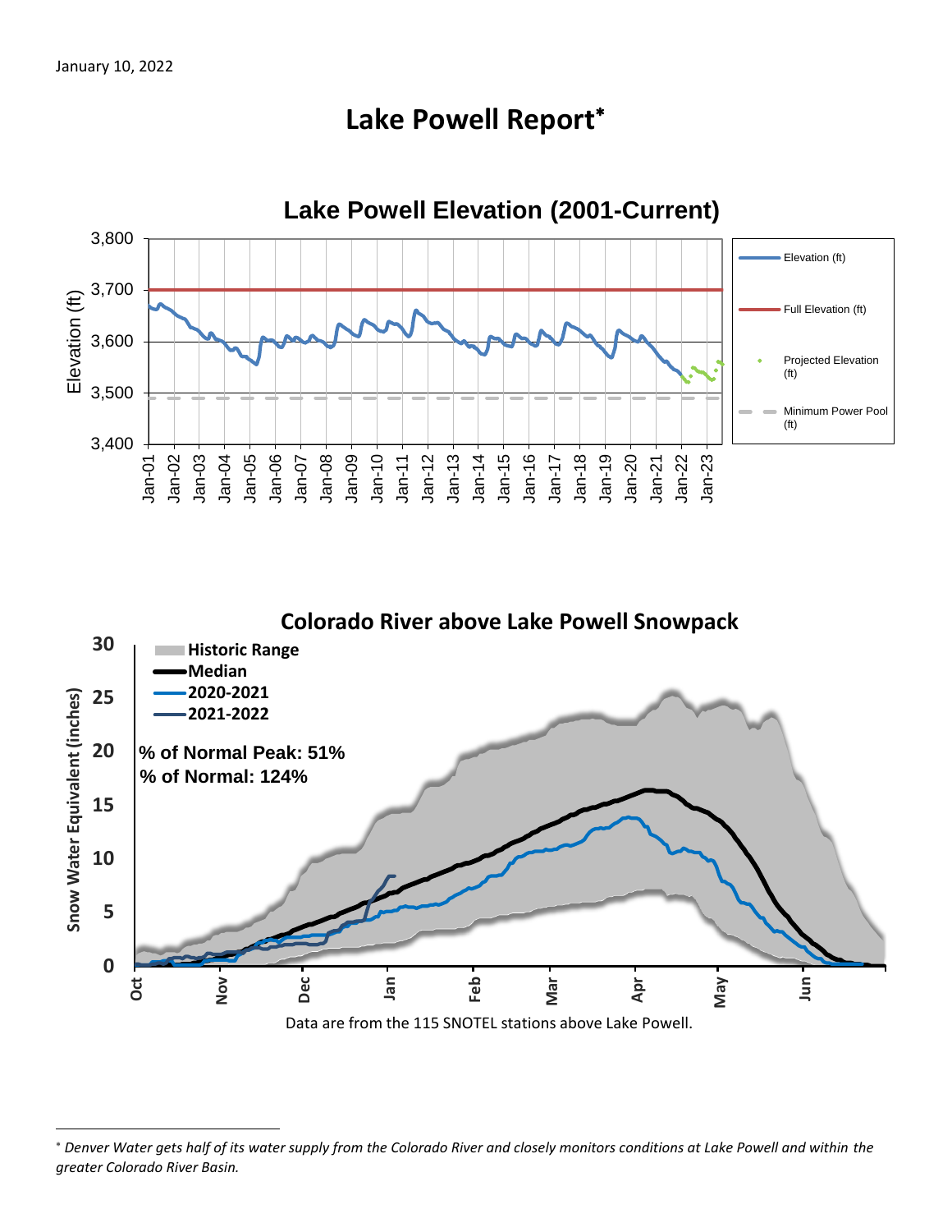January 10, 2022

# Lake Powell Report*

## Lake Powell Elevation (2001-Current)

Elevation (ft)

3,800
3,700
3,600
3,500
3,400

Jan-01 Jan-02 Jan-03 Jan-04 Jan-05 Jan-06 Jan-07 Jan-08 Jan-09 Jan-10 Jan-11 Jan-12 Jan-13 Jan-14 Jan-15 Jan-16 Jan-17 Jan-18 Jan-19 Jan-20 Jan-21 Jan-22 Jan-23

Elevation (ft)
Full Elevation (ft)
Projected Elevation (ft)
Minimum Power Pool (ft)

## Colorado River above Lake Powell Snowpack

Historic Range
Median
2020-2021
2021-2022

**% of Normal Peak: 51%**
**% of Normal: 124%**

Snow Water Equivalent (inches)

30
25
20
15
10
5
0

Oct Nov Dec Jan Feb Mar Apr May Jun

Data are from the 115 SNOTEL stations above Lake Powell.

---

* *Denver Water gets half of its water supply from the Colorado River and closely monitors conditions at Lake Powell and within the greater Colorado River Basin.*